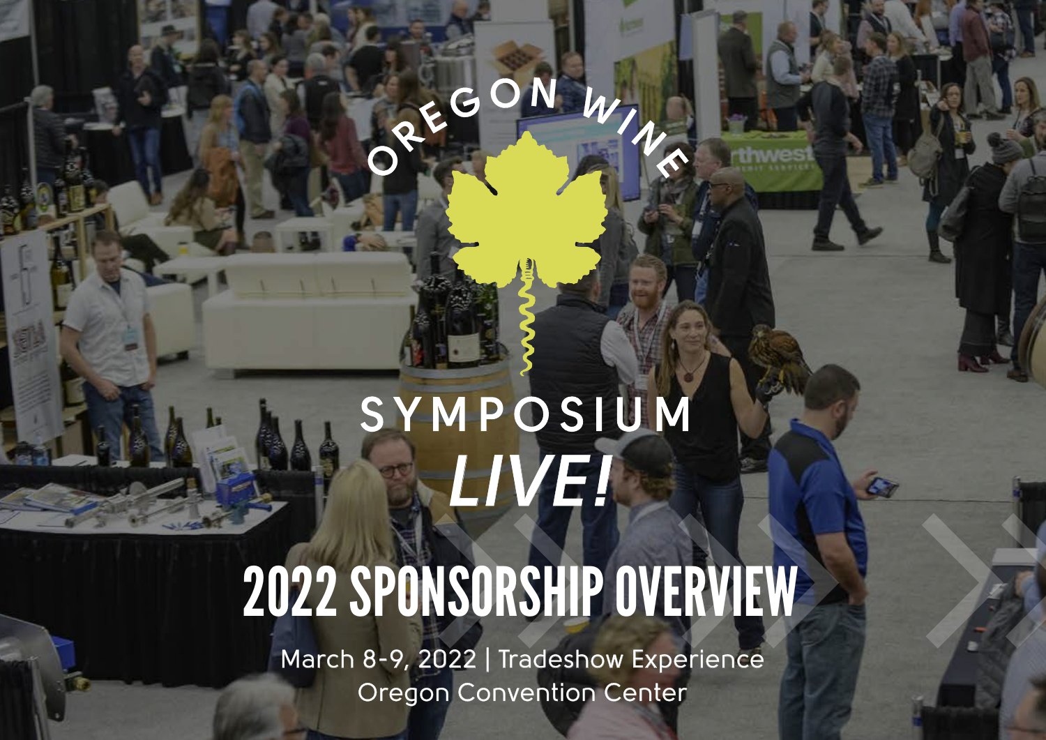# OREGON WINE SYMPOSIUM *LIVE!*

# 2022 SPONSORSHIP OVERVIEW

March 8-9, 2022 | Tradeshow Experience
Oregon Convention Center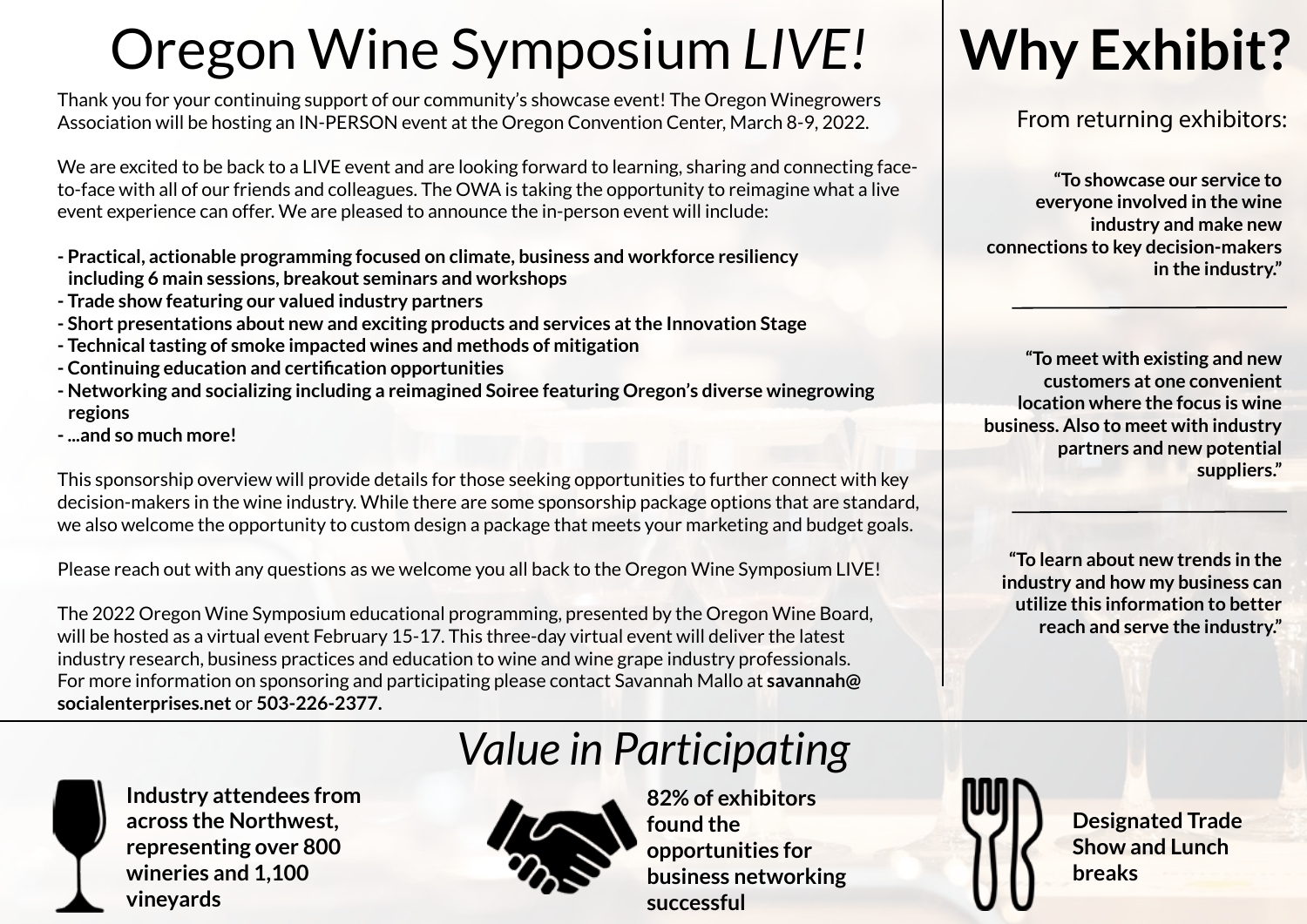# Oregon Wine Symposium *LIVE!*

Thank you for your continuing support of our community's showcase event! The Oregon Winegrowers Association will be hosting an IN-PERSON event at the Oregon Convention Center, March 8-9, 2022.

We are excited to be back to a LIVE event and are looking forward to learning, sharing and connecting face-to-face with all of our friends and colleagues. The OWA is taking the opportunity to reimagine what a live event experience can offer. We are pleased to announce the in-person event will include:

- **Practical, actionable programming focused on climate, business and workforce resiliency including 6 main sessions, breakout seminars and workshops**
- **Trade show featuring our valued industry partners**
- **Short presentations about new and exciting products and services at the Innovation Stage**
- **Technical tasting of smoke impacted wines and methods of mitigation**
- **Continuing education and certification opportunities**
- **Networking and socializing including a reimagined Soiree featuring Oregon's diverse winegrowing regions**
- **...and so much more!**

This sponsorship overview will provide details for those seeking opportunities to further connect with key decision-makers in the wine industry. While there are some sponsorship package options that are standard, we also welcome the opportunity to custom design a package that meets your marketing and budget goals.

Please reach out with any questions as we welcome you all back to the Oregon Wine Symposium LIVE!

The 2022 Oregon Wine Symposium educational programming, presented by the Oregon Wine Board, will be hosted as a virtual event February 15-17. This three-day virtual event will deliver the latest industry research, business practices and education to wine and wine grape industry professionals. For more information on sponsoring and participating please contact Savannah Mallo at **savannah@socialenterprises.net** or **503-226-2377.**

# Why Exhibit?

From returning exhibitors:

**"To showcase our service to everyone involved in the wine industry and make new connections to key decision-makers in the industry."**

---

**"To meet with existing and new customers at one convenient location where the focus is wine business. Also to meet with industry partners and new potential suppliers."**

---

**"To learn about new trends in the industry and how my business can utilize this information to better reach and serve the industry."**

## *Value in Participating*

**Industry attendees from across the Northwest, representing over 800 wineries and 1,100 vineyards**

**82% of exhibitors found the opportunities for business networking successful**

**Designated Trade Show and Lunch breaks**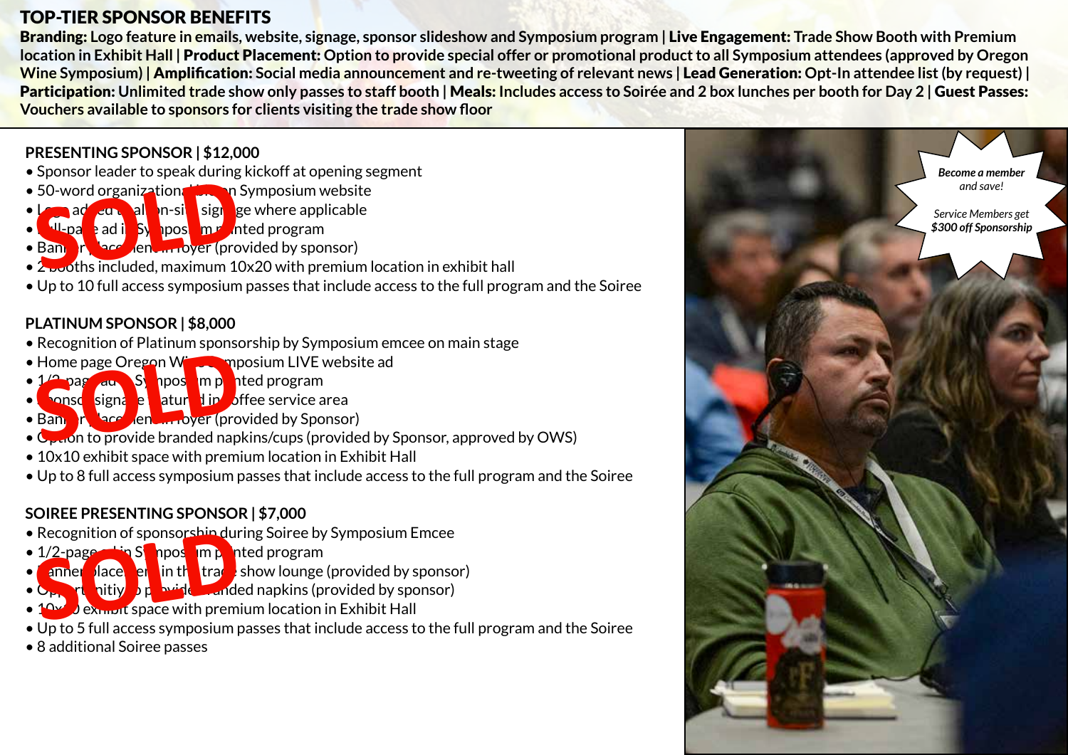## TOP-TIER SPONSOR BENEFITS

**Branding:** Logo feature in emails, website, signage, sponsor slideshow and Symposium program | **Live Engagement:** Trade Show Booth with Premium location in Exhibit Hall | **Product Placement:** Option to provide special offer or promotional product to all Symposium attendees (approved by Oregon Wine Symposium) | **Amplification:** Social media announcement and re-tweeting of relevant news | **Lead Generation:** Opt-In attendee list (by request) | **Participation:** Unlimited trade show only passes to staff booth | **Meals:** Includes access to Soirée and 2 box lunches per booth for Day 2 | **Guest Passes:** Vouchers available to sponsors for clients visiting the trade show floor

### PRESENTING SPONSOR | $12,000

SOLD

- Sponsor leader to speak during kickoff at opening segment
- 50-word organizational bio on Symposium website
- Logo added to all on-site signage where applicable
- Full-page ad in Symposium printed program
- Banner placement in foyer (provided by sponsor)
- 2 booths included, maximum 10x20 with premium location in exhibit hall
- Up to 10 full access symposium passes that include access to the full program and the Soiree

### PLATINUM SPONSOR | $8,000

SOLD

- Recognition of Platinum sponsorship by Symposium emcee on main stage
- Home page Oregon Wine Symposium LIVE website ad
- 1/2-page ad in Symposium printed program
- Sponsor signage featured in coffee service area
- Banner placement in foyer (provided by Sponsor)
- Option to provide branded napkins/cups (provided by Sponsor, approved by OWS)
- 10x10 exhibit space with premium location in Exhibit Hall
- Up to 8 full access symposium passes that include access to the full program and the Soiree

### SOIREE PRESENTING SPONSOR | $7,000

SOLD

- Recognition of sponsorship during Soiree by Symposium Emcee
- 1/2-page ad in Symposium printed program
- Banner placement in the trade show lounge (provided by sponsor)
- Opportunitiy to provide branded napkins (provided by sponsor)
- 10x10 exhibit space with premium location in Exhibit Hall
- Up to 5 full access symposium passes that include access to the full program and the Soiree
- 8 additional Soiree passes

***Become a member*** *and save!*

*Service Members get* ***$300 off Sponsorship***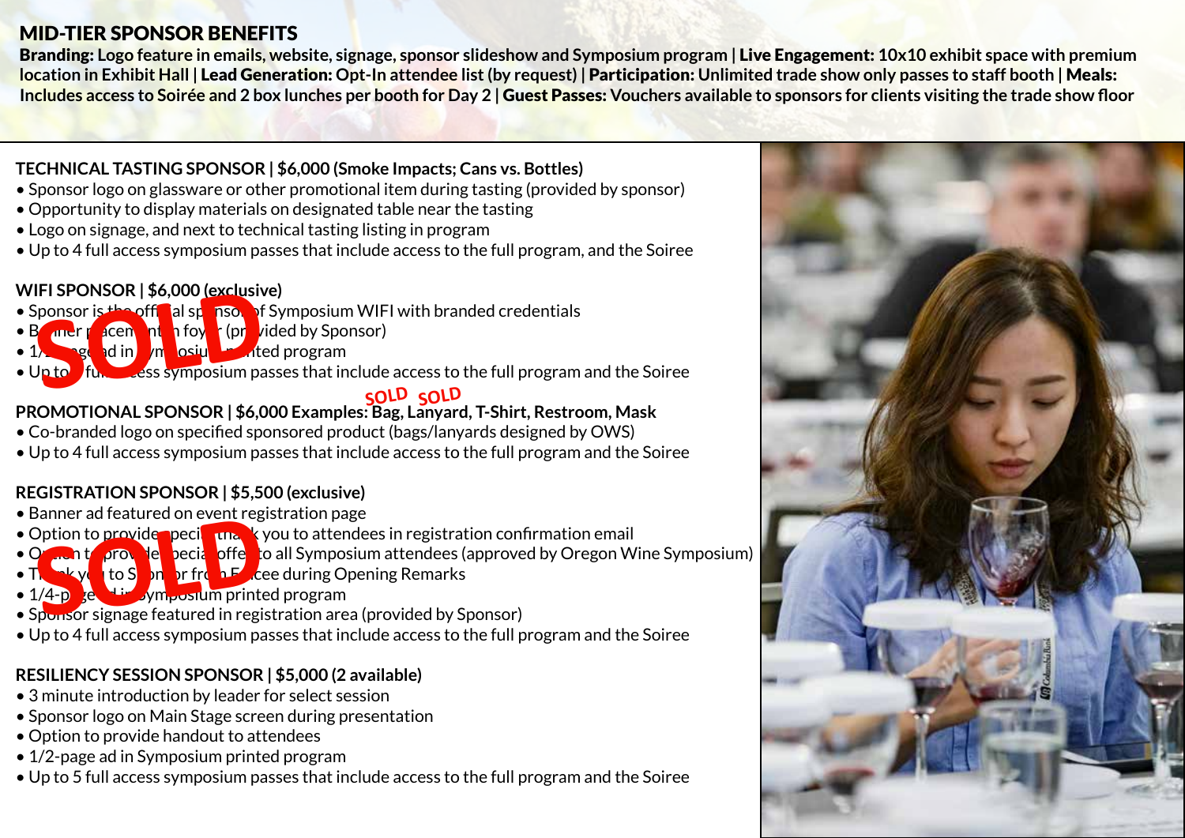## MID-TIER SPONSOR BENEFITS

**Branding:** Logo feature in emails, website, signage, sponsor slideshow and Symposium program | **Live Engagement:** 10x10 exhibit space with premium location in Exhibit Hall | **Lead Generation:** Opt-In attendee list (by request) | **Participation:** Unlimited trade show only passes to staff booth | **Meals:** Includes access to Soirée and 2 box lunches per booth for Day 2 | **Guest Passes:** Vouchers available to sponsors for clients visiting the trade show floor

### TECHNICAL TASTING SPONSOR | $6,000 (Smoke Impacts; Cans vs. Bottles)

- Sponsor logo on glassware or other promotional item during tasting (provided by sponsor)
- Opportunity to display materials on designated table near the tasting
- Logo on signage, and next to technical tasting listing in program
- Up to 4 full access symposium passes that include access to the full program, and the Soiree

### WIFI SPONSOR | $6,000 (exclusive) — SOLD

- Sponsor is the official sponsor of Symposium WIFI with branded credentials
- Banner placement in foyer (provided by Sponsor)
- 1/2-page ad in Symposium printed program
- Up to 4 full access symposium passes that include access to the full program and the Soiree

### PROMOTIONAL SPONSOR | $6,000 Examples: Bag (SOLD), Lanyard (SOLD), T-Shirt, Restroom, Mask

- Co-branded logo on specified sponsored product (bags/lanyards designed by OWS)
- Up to 4 full access symposium passes that include access to the full program and the Soiree

### REGISTRATION SPONSOR | $5,500 (exclusive) — SOLD

- Banner ad featured on event registration page
- Option to provide special thank you to attendees in registration confirmation email
- Option to provide special offer to all Symposium attendees (approved by Oregon Wine Symposium)
- Thank you to Sponsor from Emcee during Opening Remarks
- 1/4-page ad in Symposium printed program
- Sponsor signage featured in registration area (provided by Sponsor)
- Up to 4 full access symposium passes that include access to the full program and the Soiree

### RESILIENCY SESSION SPONSOR | $5,000 (2 available)

- 3 minute introduction by leader for select session
- Sponsor logo on Main Stage screen during presentation
- Option to provide handout to attendees
- 1/2-page ad in Symposium printed program
- Up to 5 full access symposium passes that include access to the full program and the Soiree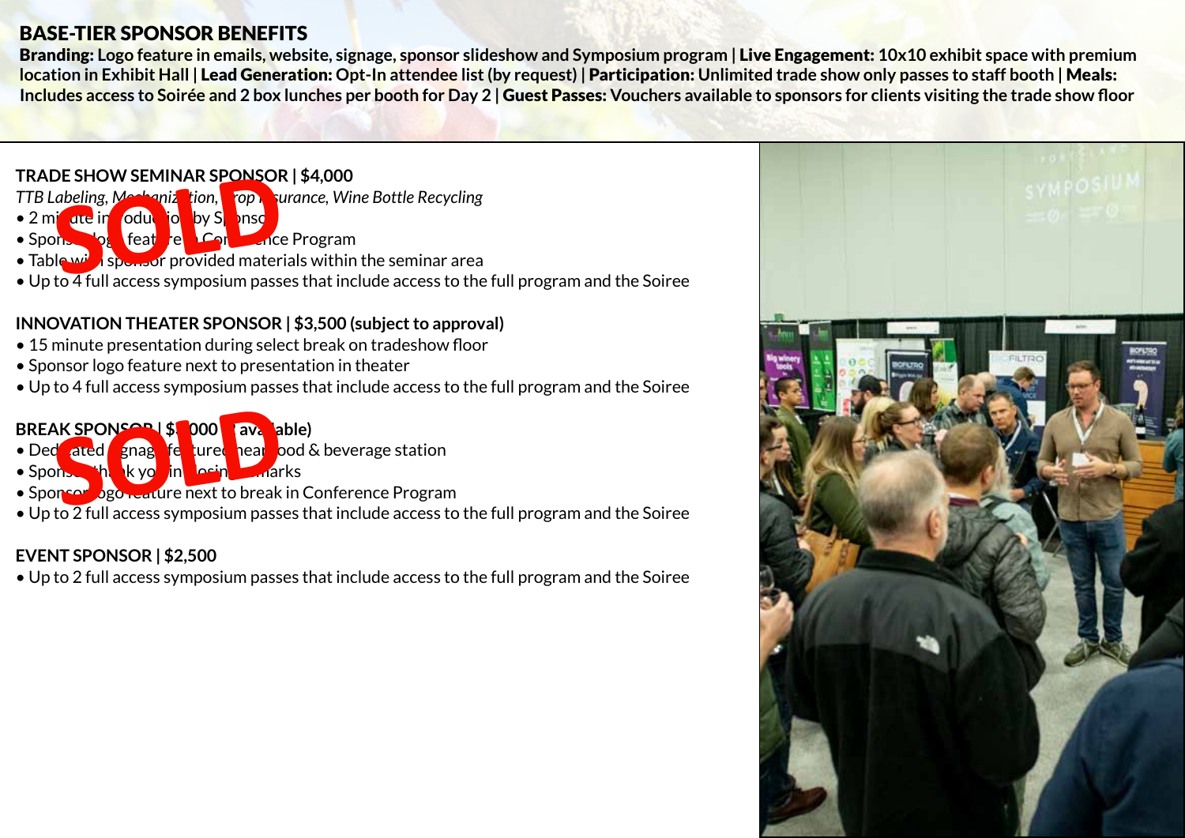## BASE-TIER SPONSOR BENEFITS

**Branding:** Logo feature in emails, website, signage, sponsor slideshow and Symposium program | **Live Engagement:** 10x10 exhibit space with premium location in Exhibit Hall | **Lead Generation:** Opt-In attendee list (by request) | **Participation:** Unlimited trade show only passes to staff booth | **Meals:** Includes access to Soirée and 2 box lunches per booth for Day 2 | **Guest Passes:** Vouchers available to sponsors for clients visiting the trade show floor

### TRADE SHOW SEMINAR SPONSOR | $4,000

SOLD

*TTB Labeling, Mechanization, Crop Insurance, Wine Bottle Recycling*

- 2 minute introduction by Sponsor
- Sponsor logo feature in Conference Program
- Table with sponsor provided materials within the seminar area
- Up to 4 full access symposium passes that include access to the full program and the Soiree

### INNOVATION THEATER SPONSOR | $3,500 (subject to approval)

- 15 minute presentation during select break on tradeshow floor
- Sponsor logo feature next to presentation in theater
- Up to 4 full access symposium passes that include access to the full program and the Soiree

### BREAK SPONSOR | $1,000 (1 available)

SOLD

- Dedicated signage featured near food & beverage station
- Sponsor thank you in closing remarks
- Sponsor logo feature next to break in Conference Program
- Up to 2 full access symposium passes that include access to the full program and the Soiree

### EVENT SPONSOR | $2,500

- Up to 2 full access symposium passes that include access to the full program and the Soiree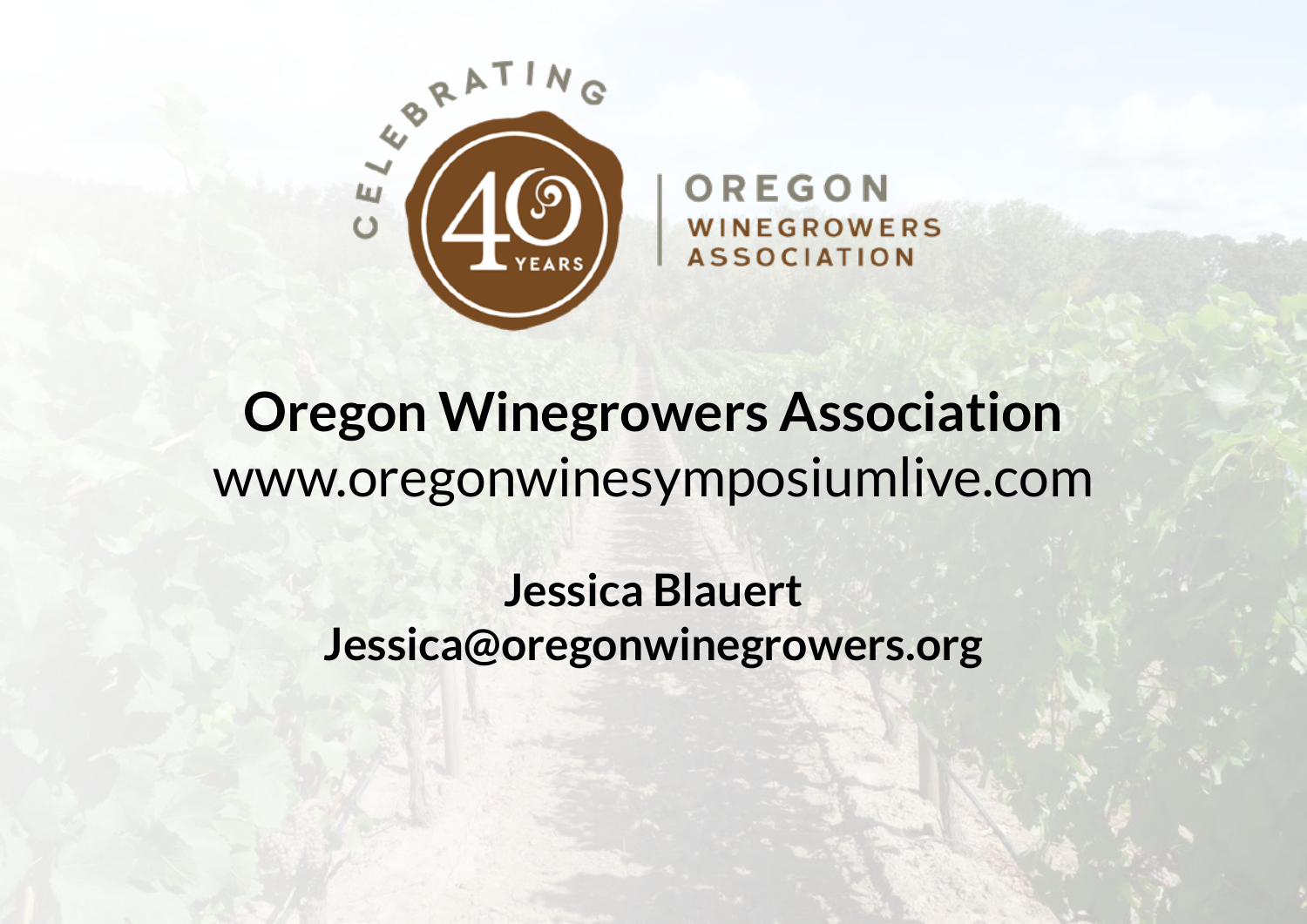CELEBRATING 40 YEARS

OREGON WINEGROWERS ASSOCIATION

# Oregon Winegrowers Association

www.oregonwinesymposiumlive.com

**Jessica Blauert**
**Jessica@oregonwinegrowers.org**